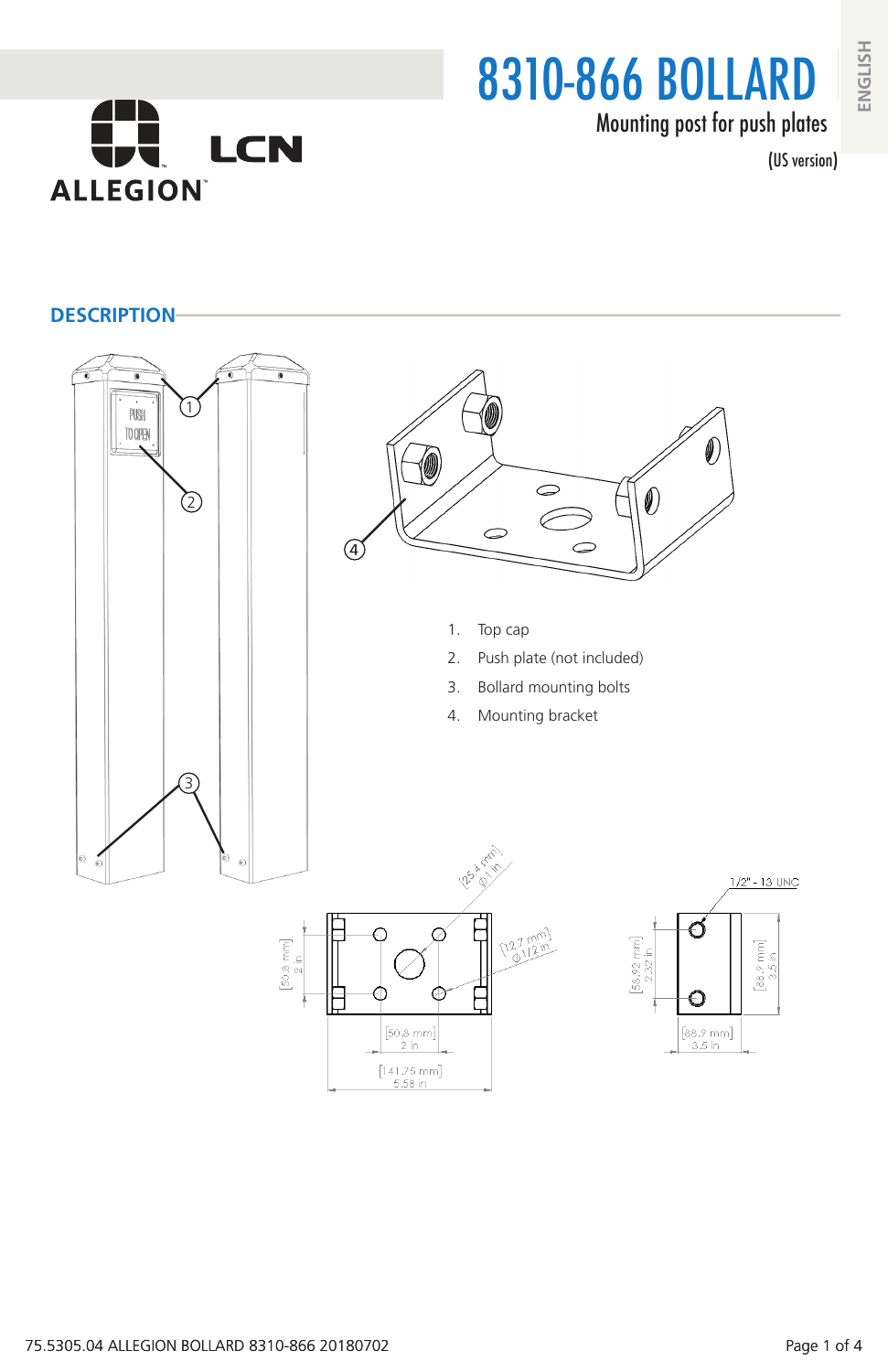# 8310-866 BOLLARD

Mounting post for push plates

(US version)

ENGLISH

## DESCRIPTION

1. Top cap
2. Push plate (not included)
3. Bollard mounting bolts
4. Mounting bracket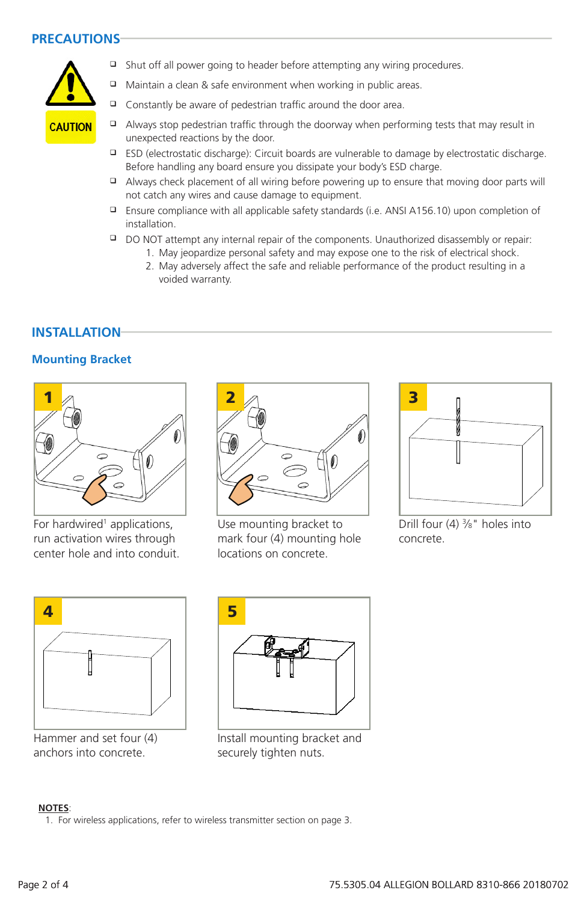## PRECAUTIONS

CAUTION

- Shut off all power going to header before attempting any wiring procedures.
- Maintain a clean & safe environment when working in public areas.
- Constantly be aware of pedestrian traffic around the door area.
- Always stop pedestrian traffic through the doorway when performing tests that may result in unexpected reactions by the door.
- ESD (electrostatic discharge): Circuit boards are vulnerable to damage by electrostatic discharge. Before handling any board ensure you dissipate your body's ESD charge.
- Always check placement of all wiring before powering up to ensure that moving door parts will not catch any wires and cause damage to equipment.
- Ensure compliance with all applicable safety standards (i.e. ANSI A156.10) upon completion of installation.
- DO NOT attempt any internal repair of the components. Unauthorized disassembly or repair:
    1. May jeopardize personal safety and may expose one to the risk of electrical shock.
    2. May adversely affect the safe and reliable performance of the product resulting in a voided warranty.

## INSTALLATION

### Mounting Bracket

**1** For hardwired[1] applications, run activation wires through center hole and into conduit.

**2** Use mounting bracket to mark four (4) mounting hole locations on concrete.

**3** Drill four (4) ⅜" holes into concrete.

**4** Hammer and set four (4) anchors into concrete.

**5** Install mounting bracket and securely tighten nuts.

**NOTES**:

1. For wireless applications, refer to wireless transmitter section on page 3.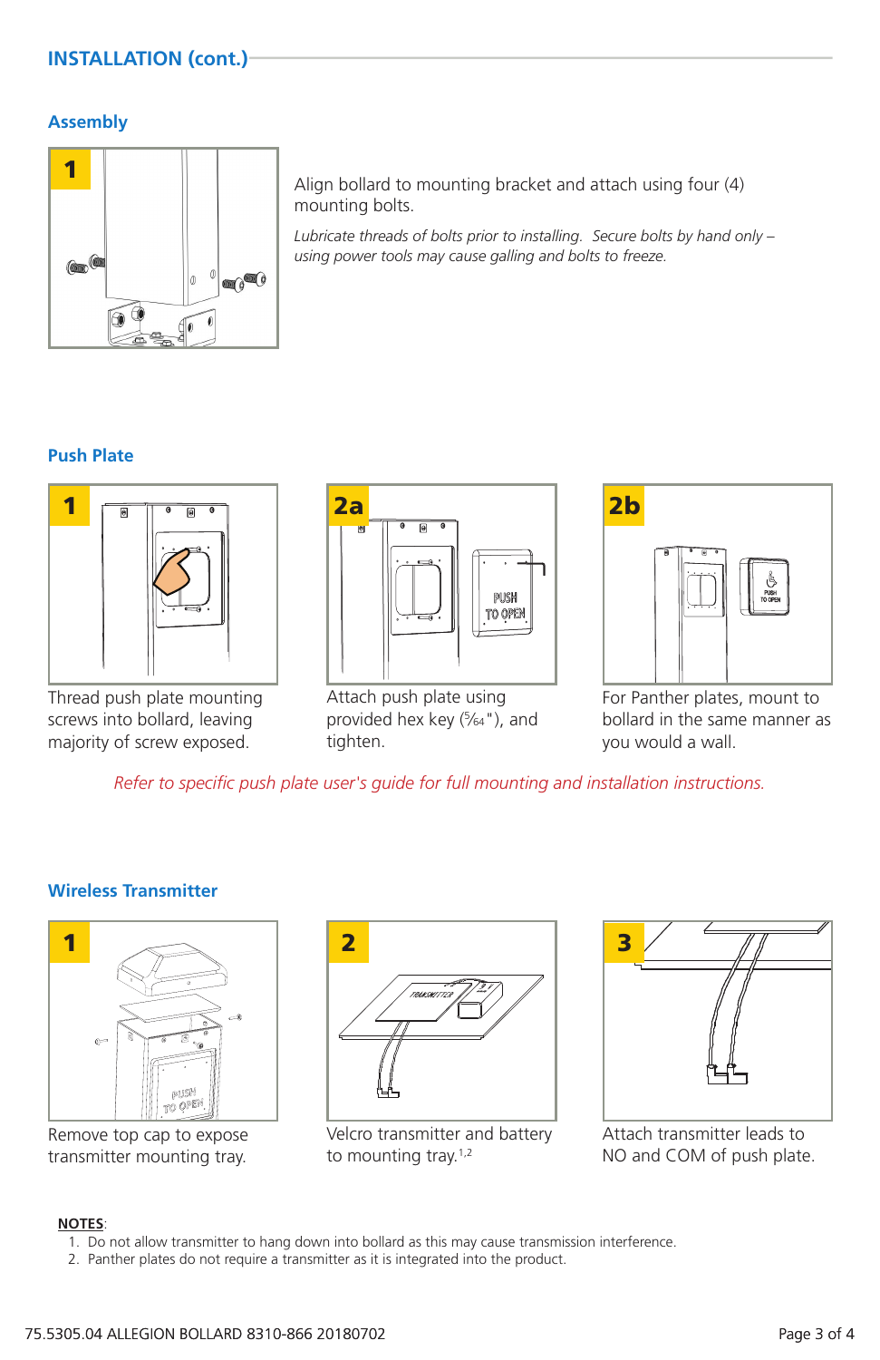## INSTALLATION (cont.)

### Assembly

**1**

Align bollard to mounting bracket and attach using four (4) mounting bolts.

*Lubricate threads of bolts prior to installing. Secure bolts by hand only – using power tools may cause galling and bolts to freeze.*

### Push Plate

**1** Thread push plate mounting screws into bollard, leaving majority of screw exposed.

**2a** Attach push plate using provided hex key (5/64"), and tighten.

**2b** For Panther plates, mount to bollard in the same manner as you would a wall.

*Refer to specific push plate user's guide for full mounting and installation instructions.*

### Wireless Transmitter

**1** Remove top cap to expose transmitter mounting tray.

**2** Velcro transmitter and battery to mounting tray.[1,2]

**3** Attach transmitter leads to NO and COM of push plate.

**NOTES**:

1. Do not allow transmitter to hang down into bollard as this may cause transmission interference.
2. Panther plates do not require a transmitter as it is integrated into the product.

75.5305.04 ALLEGION BOLLARD 8310-866 20180702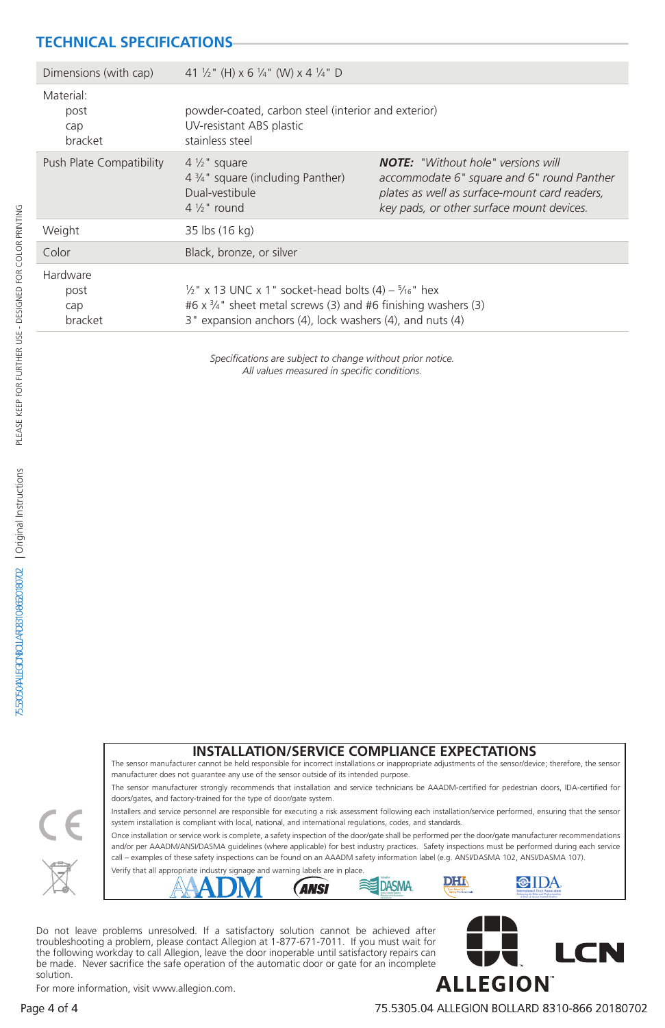## TECHNICAL SPECIFICATIONS

| | | |
|---|---|---|
| Dimensions (with cap) | 41 ½" (H) x 6 ¼" (W) x 4 ¼" D | |
| Material:<br>post<br>cap<br>bracket | <br>powder-coated, carbon steel (interior and exterior)<br>UV-resistant ABS plastic<br>stainless steel | |
| Push Plate Compatibility | 4 ½" square<br>4 ¾" square (including Panther)<br>Dual-vestibule<br>4 ½" round | ***NOTE:*** *"Without hole" versions will accommodate 6" square and 6" round Panther plates as well as surface-mount card readers, key pads, or other surface mount devices.* |
| Weight | 35 lbs (16 kg) | |
| Color | Black, bronze, or silver | |
| Hardware<br>post<br>cap<br>bracket | <br>½" x 13 UNC x 1" socket-head bolts (4) – 5/16" hex<br>#6 x ¾" sheet metal screws (3) and #6 finishing washers (3)<br>3" expansion anchors (4), lock washers (4), and nuts (4) | |

*Specifications are subject to change without prior notice.*
*All values measured in specific conditions.*

### INSTALLATION/SERVICE COMPLIANCE EXPECTATIONS

The sensor manufacturer cannot be held responsible for incorrect installations or inappropriate adjustments of the sensor/device; therefore, the sensor manufacturer does not guarantee any use of the sensor outside of its intended purpose.

The sensor manufacturer strongly recommends that installation and service technicians be AAADM-certified for pedestrian doors, IDA-certified for doors/gates, and factory-trained for the type of door/gate system.

Installers and service personnel are responsible for executing a risk assessment following each installation/service performed, ensuring that the sensor system installation is compliant with local, national, and international regulations, codes, and standards.

Once installation or service work is complete, a safety inspection of the door/gate shall be performed per the door/gate manufacturer recommendations and/or per AAADM/ANSI/DASMA guidelines (where applicable) for best industry practices. Safety inspections must be performed during each service call – examples of these safety inspections can be found on an AAADM safety information label (e.g. ANSI/DASMA 102, ANSI/DASMA 107).

Verify that all appropriate industry signage and warning labels are in place.

AAADM ANSI DASMA DHI IDA

Do not leave problems unresolved. If a satisfactory solution cannot be achieved after troubleshooting a problem, please contact Allegion at 1-877-671-7011. If you must wait for the following workday to call Allegion, leave the door inoperable until satisfactory repairs can be made. Never sacrifice the safe operation of the automatic door or gate for an incomplete solution.

For more information, visit www.allegion.com.

ALLEGION LCN

PLEASE KEEP FOR FURTHER USE - DESIGNED FOR COLOR PRINTING | Original Instructions